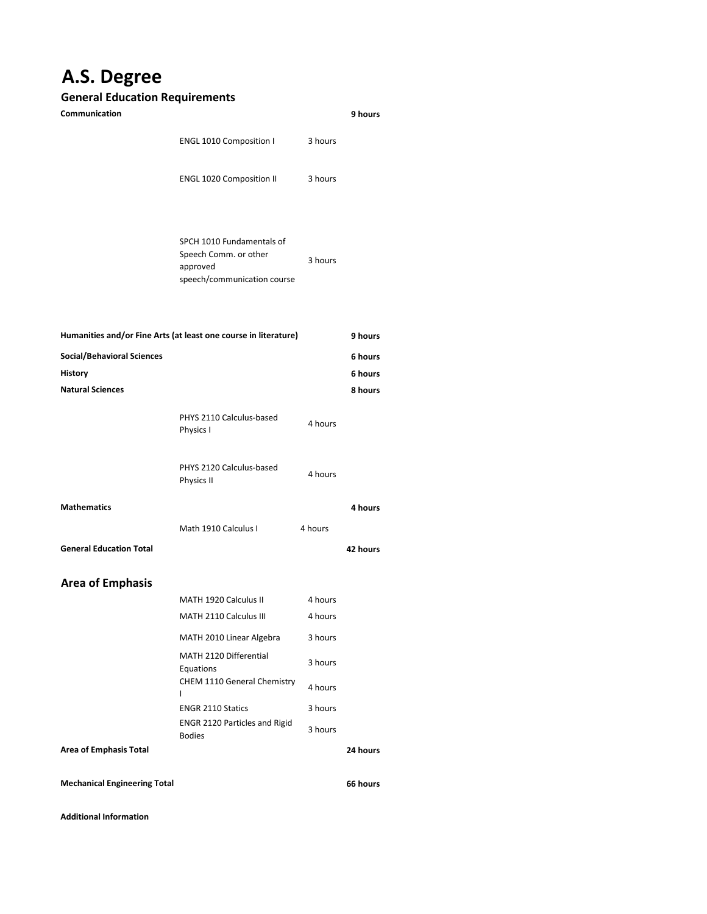# A.S. Degree

## General Education Requirements

| | | | |
|---|---|---|---|
| **Communication** | | | **9 hours** |
| | ENGL 1010 Composition I | 3 hours | |
| | ENGL 1020 Composition II | 3 hours | |
| | SPCH 1010 Fundamentals of Speech Comm. or other approved speech/communication course | 3 hours | |
| **Humanities and/or Fine Arts (at least one course in literature)** | | | **9 hours** |
| **Social/Behavioral Sciences** | | | **6 hours** |
| **History** | | | **6 hours** |
| **Natural Sciences** | | | **8 hours** |
| | PHYS 2110 Calculus-based Physics I | 4 hours | |
| | PHYS 2120 Calculus-based Physics II | 4 hours | |
| **Mathematics** | | | **4 hours** |
| | Math 1910 Calculus I | 4 hours | |
| **General Education Total** | | | **42 hours** |

## Area of Emphasis

| | | | |
|---|---|---|---|
| | MATH 1920 Calculus II | 4 hours | |
| | MATH 2110 Calculus III | 4 hours | |
| | MATH 2010 Linear Algebra | 3 hours | |
| | MATH 2120 Differential Equations | 3 hours | |
| | CHEM 1110 General Chemistry I | 4 hours | |
| | ENGR 2110 Statics | 3 hours | |
| | ENGR 2120 Particles and Rigid Bodies | 3 hours | |
| **Area of Emphasis Total** | | | **24 hours** |
| **Mechanical Engineering Total** | | | **66 hours** |

**Additional Information**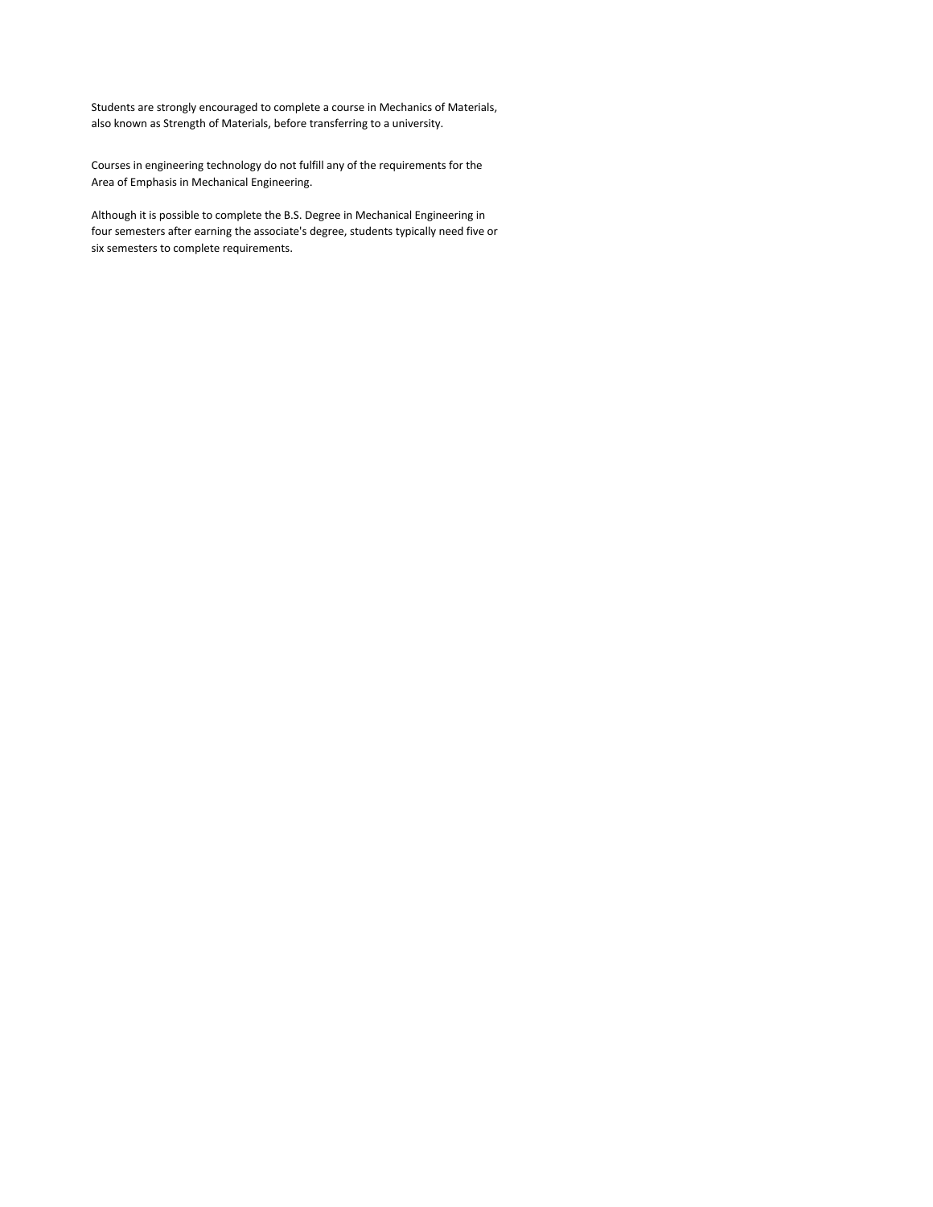Students are strongly encouraged to complete a course in Mechanics of Materials, also known as Strength of Materials, before transferring to a university.

Courses in engineering technology do not fulfill any of the requirements for the Area of Emphasis in Mechanical Engineering.

Although it is possible to complete the B.S. Degree in Mechanical Engineering in four semesters after earning the associate's degree, students typically need five or six semesters to complete requirements.